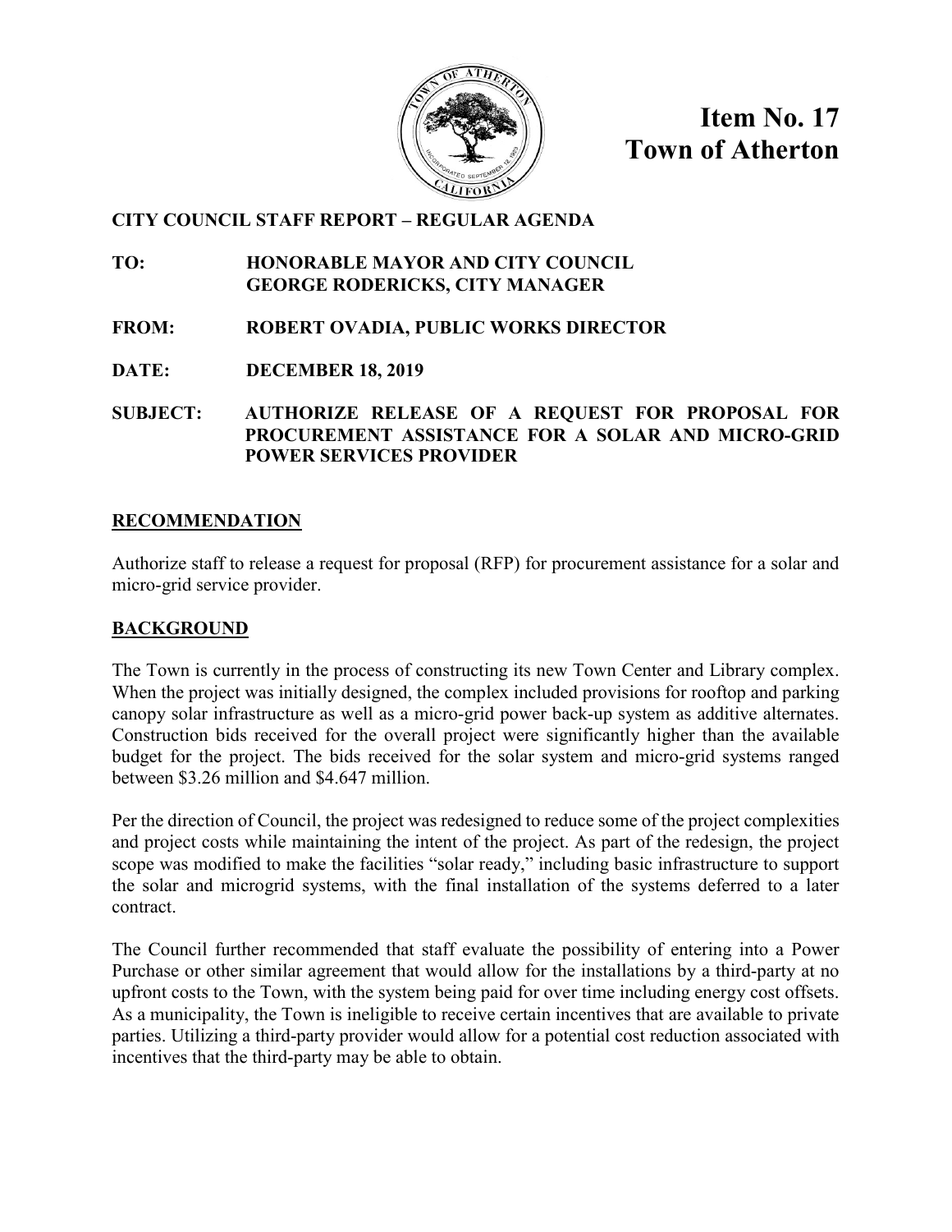**Item No. 17**
**Town of Atherton**

**CITY COUNCIL STAFF REPORT – REGULAR AGENDA**

**TO:** HONORABLE MAYOR AND CITY COUNCIL
GEORGE RODERICKS, CITY MANAGER

**FROM:** ROBERT OVADIA, PUBLIC WORKS DIRECTOR

**DATE:** DECEMBER 18, 2019

**SUBJECT:** AUTHORIZE RELEASE OF A REQUEST FOR PROPOSAL FOR PROCUREMENT ASSISTANCE FOR A SOLAR AND MICRO-GRID POWER SERVICES PROVIDER

## RECOMMENDATION

Authorize staff to release a request for proposal (RFP) for procurement assistance for a solar and micro-grid service provider.

## BACKGROUND

The Town is currently in the process of constructing its new Town Center and Library complex. When the project was initially designed, the complex included provisions for rooftop and parking canopy solar infrastructure as well as a micro-grid power back-up system as additive alternates. Construction bids received for the overall project were significantly higher than the available budget for the project. The bids received for the solar system and micro-grid systems ranged between \$3.26 million and \$4.647 million.

Per the direction of Council, the project was redesigned to reduce some of the project complexities and project costs while maintaining the intent of the project. As part of the redesign, the project scope was modified to make the facilities "solar ready," including basic infrastructure to support the solar and microgrid systems, with the final installation of the systems deferred to a later contract.

The Council further recommended that staff evaluate the possibility of entering into a Power Purchase or other similar agreement that would allow for the installations by a third-party at no upfront costs to the Town, with the system being paid for over time including energy cost offsets. As a municipality, the Town is ineligible to receive certain incentives that are available to private parties. Utilizing a third-party provider would allow for a potential cost reduction associated with incentives that the third-party may be able to obtain.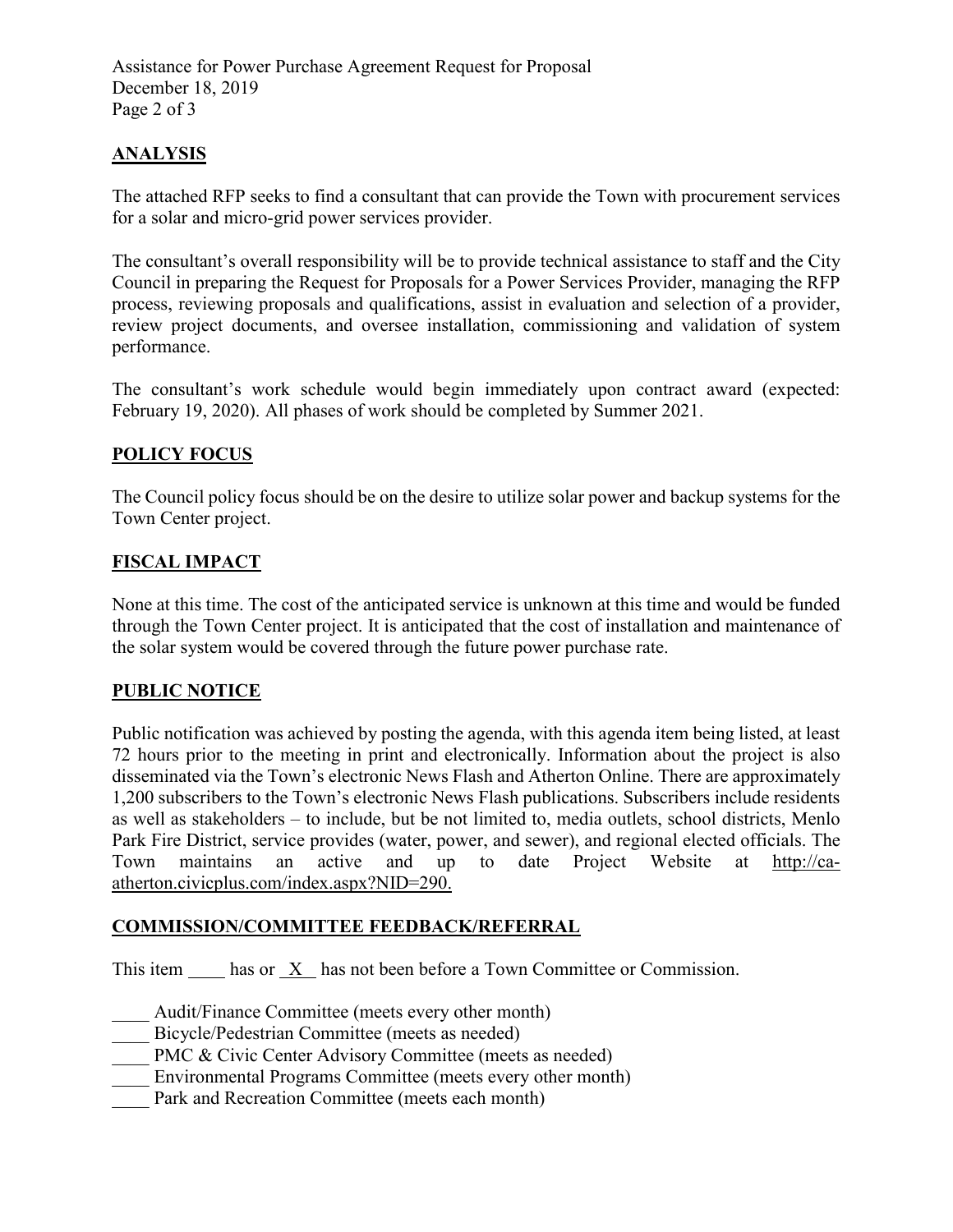## ANALYSIS

The attached RFP seeks to find a consultant that can provide the Town with procurement services for a solar and micro-grid power services provider.

The consultant's overall responsibility will be to provide technical assistance to staff and the City Council in preparing the Request for Proposals for a Power Services Provider, managing the RFP process, reviewing proposals and qualifications, assist in evaluation and selection of a provider, review project documents, and oversee installation, commissioning and validation of system performance.

The consultant's work schedule would begin immediately upon contract award (expected: February 19, 2020). All phases of work should be completed by Summer 2021.

## POLICY FOCUS

The Council policy focus should be on the desire to utilize solar power and backup systems for the Town Center project.

## FISCAL IMPACT

None at this time. The cost of the anticipated service is unknown at this time and would be funded through the Town Center project. It is anticipated that the cost of installation and maintenance of the solar system would be covered through the future power purchase rate.

## PUBLIC NOTICE

Public notification was achieved by posting the agenda, with this agenda item being listed, at least 72 hours prior to the meeting in print and electronically. Information about the project is also disseminated via the Town's electronic News Flash and Atherton Online. There are approximately 1,200 subscribers to the Town's electronic News Flash publications. Subscribers include residents as well as stakeholders – to include, but be not limited to, media outlets, school districts, Menlo Park Fire District, service provides (water, power, and sewer), and regional elected officials. The Town maintains an active and up to date Project Website at http://ca-atherton.civicplus.com/index.aspx?NID=290.

## COMMISSION/COMMITTEE FEEDBACK/REFERRAL

This item ____ has or _X_ has not been before a Town Committee or Commission.

____ Audit/Finance Committee (meets every other month)
____ Bicycle/Pedestrian Committee (meets as needed)
____ PMC & Civic Center Advisory Committee (meets as needed)
____ Environmental Programs Committee (meets every other month)
____ Park and Recreation Committee (meets each month)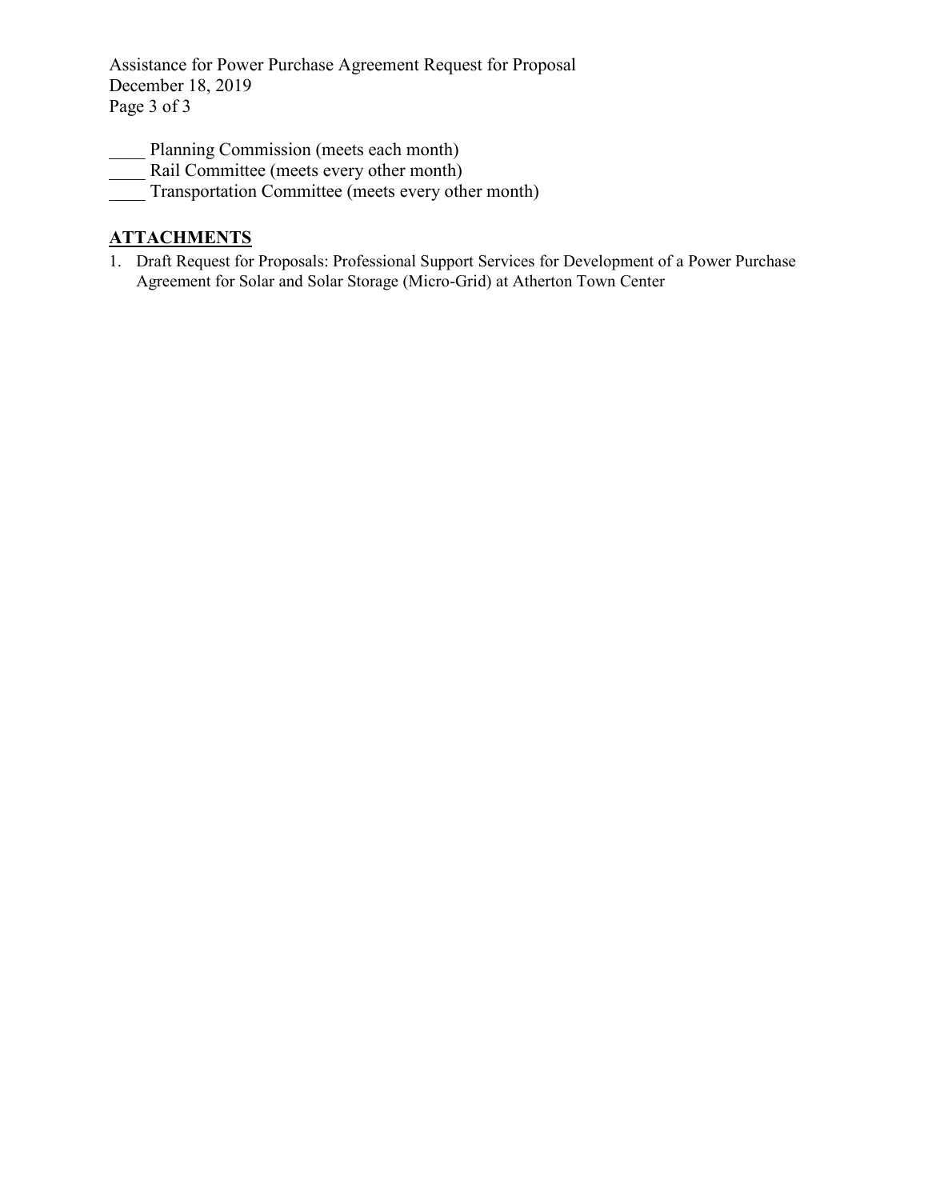\_\_\_\_ Planning Commission (meets each month)
\_\_\_\_ Rail Committee (meets every other month)
\_\_\_\_ Transportation Committee (meets every other month)

## ATTACHMENTS

1. Draft Request for Proposals: Professional Support Services for Development of a Power Purchase Agreement for Solar and Solar Storage (Micro-Grid) at Atherton Town Center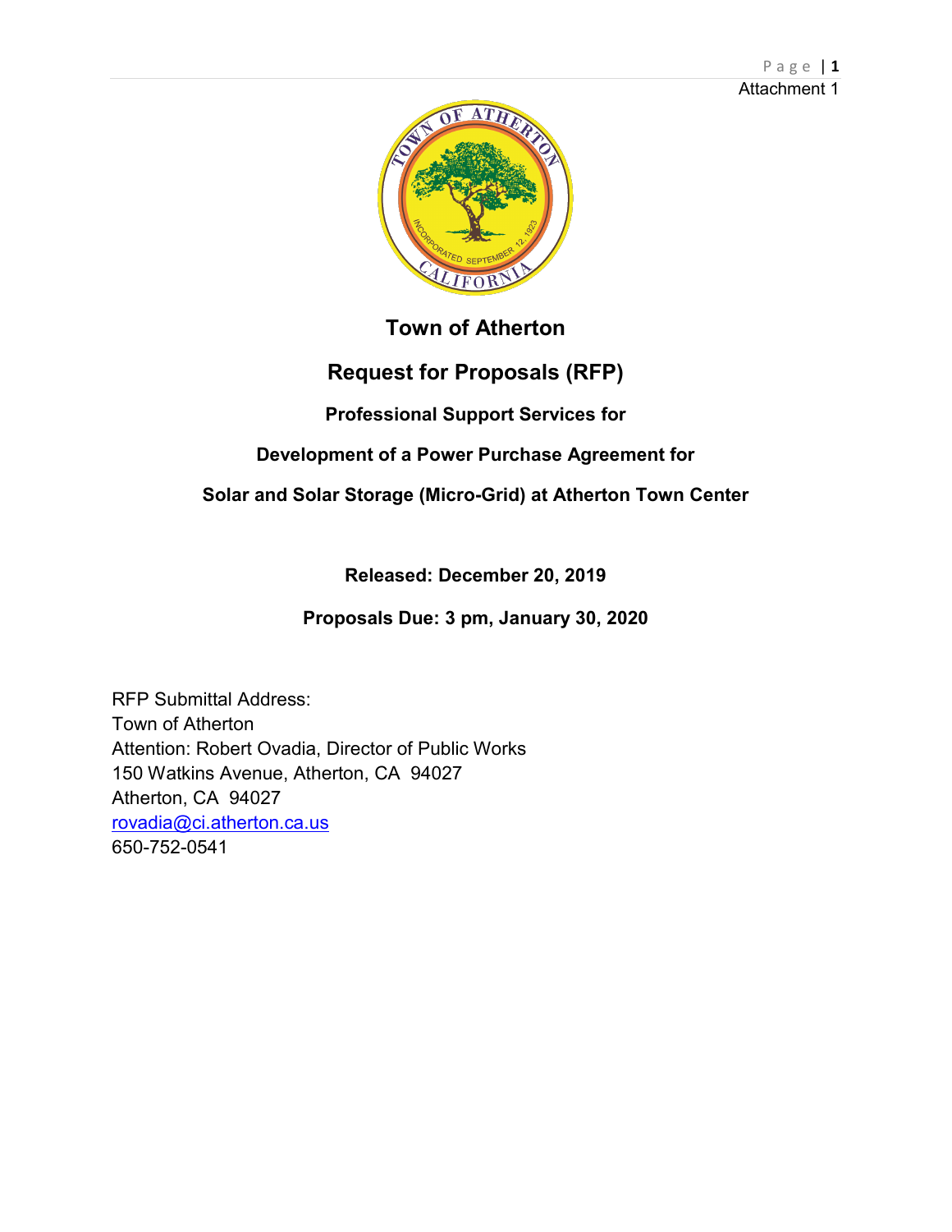Attachment 1

# Town of Atherton

## Request for Proposals (RFP)

### Professional Support Services for

### Development of a Power Purchase Agreement for

### Solar and Solar Storage (Micro-Grid) at Atherton Town Center

**Released: December 20, 2019**

**Proposals Due: 3 pm, January 30, 2020**

RFP Submittal Address:
Town of Atherton
Attention: Robert Ovadia, Director of Public Works
150 Watkins Avenue, Atherton, CA 94027
Atherton, CA 94027
rovadia@ci.atherton.ca.us
650-752-0541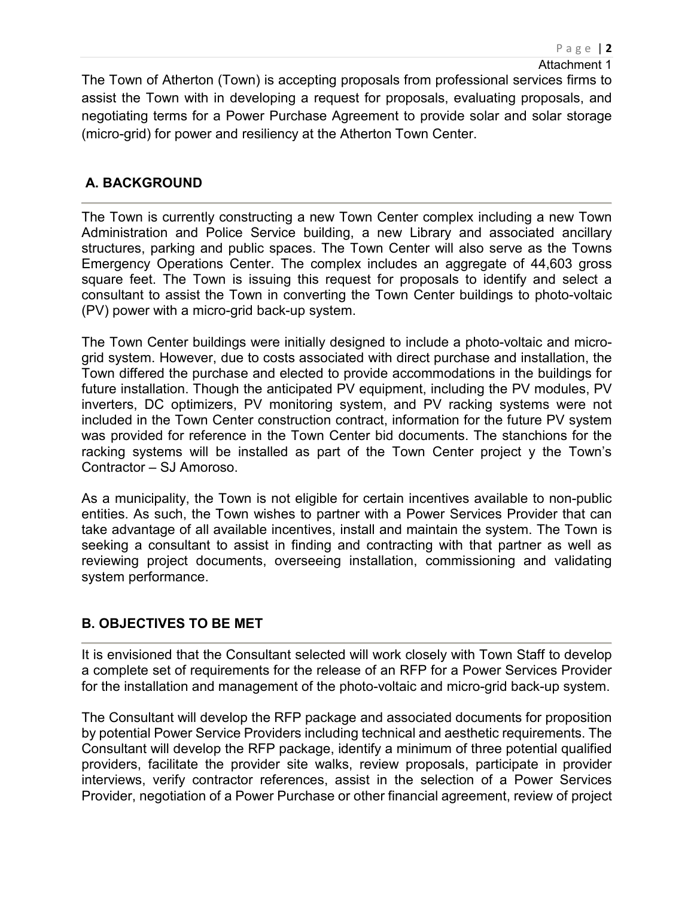The Town of Atherton (Town) is accepting proposals from professional services firms to assist the Town with in developing a request for proposals, evaluating proposals, and negotiating terms for a Power Purchase Agreement to provide solar and solar storage (micro-grid) for power and resiliency at the Atherton Town Center.

## A. BACKGROUND

The Town is currently constructing a new Town Center complex including a new Town Administration and Police Service building, a new Library and associated ancillary structures, parking and public spaces. The Town Center will also serve as the Towns Emergency Operations Center. The complex includes an aggregate of 44,603 gross square feet. The Town is issuing this request for proposals to identify and select a consultant to assist the Town in converting the Town Center buildings to photo-voltaic (PV) power with a micro-grid back-up system.

The Town Center buildings were initially designed to include a photo-voltaic and micro-grid system. However, due to costs associated with direct purchase and installation, the Town differed the purchase and elected to provide accommodations in the buildings for future installation. Though the anticipated PV equipment, including the PV modules, PV inverters, DC optimizers, PV monitoring system, and PV racking systems were not included in the Town Center construction contract, information for the future PV system was provided for reference in the Town Center bid documents. The stanchions for the racking systems will be installed as part of the Town Center project y the Town's Contractor – SJ Amoroso.

As a municipality, the Town is not eligible for certain incentives available to non-public entities. As such, the Town wishes to partner with a Power Services Provider that can take advantage of all available incentives, install and maintain the system. The Town is seeking a consultant to assist in finding and contracting with that partner as well as reviewing project documents, overseeing installation, commissioning and validating system performance.

## B. OBJECTIVES TO BE MET

It is envisioned that the Consultant selected will work closely with Town Staff to develop a complete set of requirements for the release of an RFP for a Power Services Provider for the installation and management of the photo-voltaic and micro-grid back-up system.

The Consultant will develop the RFP package and associated documents for proposition by potential Power Service Providers including technical and aesthetic requirements. The Consultant will develop the RFP package, identify a minimum of three potential qualified providers, facilitate the provider site walks, review proposals, participate in provider interviews, verify contractor references, assist in the selection of a Power Services Provider, negotiation of a Power Purchase or other financial agreement, review of project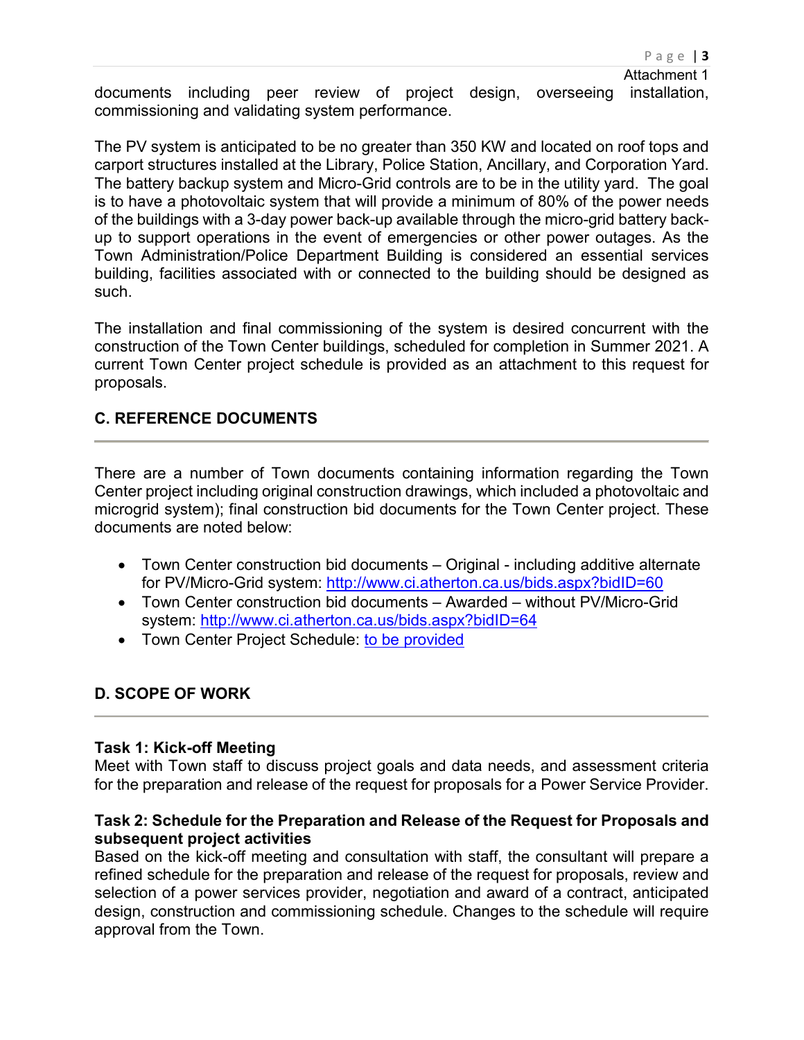documents including peer review of project design, overseeing installation, commissioning and validating system performance.

The PV system is anticipated to be no greater than 350 KW and located on roof tops and carport structures installed at the Library, Police Station, Ancillary, and Corporation Yard. The battery backup system and Micro-Grid controls are to be in the utility yard. The goal is to have a photovoltaic system that will provide a minimum of 80% of the power needs of the buildings with a 3-day power back-up available through the micro-grid battery back-up to support operations in the event of emergencies or other power outages. As the Town Administration/Police Department Building is considered an essential services building, facilities associated with or connected to the building should be designed as such.

The installation and final commissioning of the system is desired concurrent with the construction of the Town Center buildings, scheduled for completion in Summer 2021. A current Town Center project schedule is provided as an attachment to this request for proposals.

## C. REFERENCE DOCUMENTS

There are a number of Town documents containing information regarding the Town Center project including original construction drawings, which included a photovoltaic and microgrid system); final construction bid documents for the Town Center project. These documents are noted below:

- Town Center construction bid documents – Original - including additive alternate for PV/Micro-Grid system: [http://www.ci.atherton.ca.us/bids.aspx?bidID=60](http://www.ci.atherton.ca.us/bids.aspx?bidID=60)
- Town Center construction bid documents – Awarded – without PV/Micro-Grid system: [http://www.ci.atherton.ca.us/bids.aspx?bidID=64](http://www.ci.atherton.ca.us/bids.aspx?bidID=64)
- Town Center Project Schedule: to be provided

## D. SCOPE OF WORK

**Task 1: Kick-off Meeting**
Meet with Town staff to discuss project goals and data needs, and assessment criteria for the preparation and release of the request for proposals for a Power Service Provider.

**Task 2: Schedule for the Preparation and Release of the Request for Proposals and subsequent project activities**
Based on the kick-off meeting and consultation with staff, the consultant will prepare a refined schedule for the preparation and release of the request for proposals, review and selection of a power services provider, negotiation and award of a contract, anticipated design, construction and commissioning schedule. Changes to the schedule will require approval from the Town.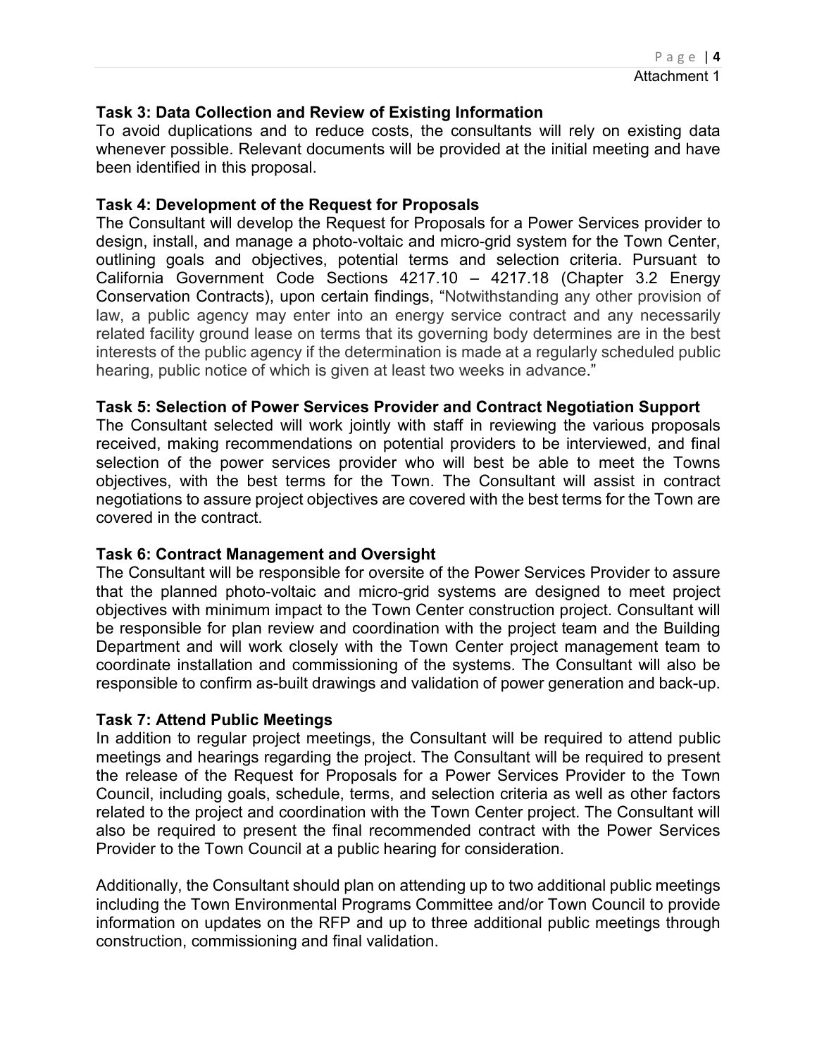Attachment 1

### Task 3: Data Collection and Review of Existing Information

To avoid duplications and to reduce costs, the consultants will rely on existing data whenever possible. Relevant documents will be provided at the initial meeting and have been identified in this proposal.

### Task 4: Development of the Request for Proposals

The Consultant will develop the Request for Proposals for a Power Services provider to design, install, and manage a photo-voltaic and micro-grid system for the Town Center, outlining goals and objectives, potential terms and selection criteria. Pursuant to California Government Code Sections 4217.10 – 4217.18 (Chapter 3.2 Energy Conservation Contracts), upon certain findings, "Notwithstanding any other provision of law, a public agency may enter into an energy service contract and any necessarily related facility ground lease on terms that its governing body determines are in the best interests of the public agency if the determination is made at a regularly scheduled public hearing, public notice of which is given at least two weeks in advance."

### Task 5: Selection of Power Services Provider and Contract Negotiation Support

The Consultant selected will work jointly with staff in reviewing the various proposals received, making recommendations on potential providers to be interviewed, and final selection of the power services provider who will best be able to meet the Towns objectives, with the best terms for the Town. The Consultant will assist in contract negotiations to assure project objectives are covered with the best terms for the Town are covered in the contract.

### Task 6: Contract Management and Oversight

The Consultant will be responsible for oversite of the Power Services Provider to assure that the planned photo-voltaic and micro-grid systems are designed to meet project objectives with minimum impact to the Town Center construction project. Consultant will be responsible for plan review and coordination with the project team and the Building Department and will work closely with the Town Center project management team to coordinate installation and commissioning of the systems. The Consultant will also be responsible to confirm as-built drawings and validation of power generation and back-up.

### Task 7: Attend Public Meetings

In addition to regular project meetings, the Consultant will be required to attend public meetings and hearings regarding the project. The Consultant will be required to present the release of the Request for Proposals for a Power Services Provider to the Town Council, including goals, schedule, terms, and selection criteria as well as other factors related to the project and coordination with the Town Center project. The Consultant will also be required to present the final recommended contract with the Power Services Provider to the Town Council at a public hearing for consideration.

Additionally, the Consultant should plan on attending up to two additional public meetings including the Town Environmental Programs Committee and/or Town Council to provide information on updates on the RFP and up to three additional public meetings through construction, commissioning and final validation.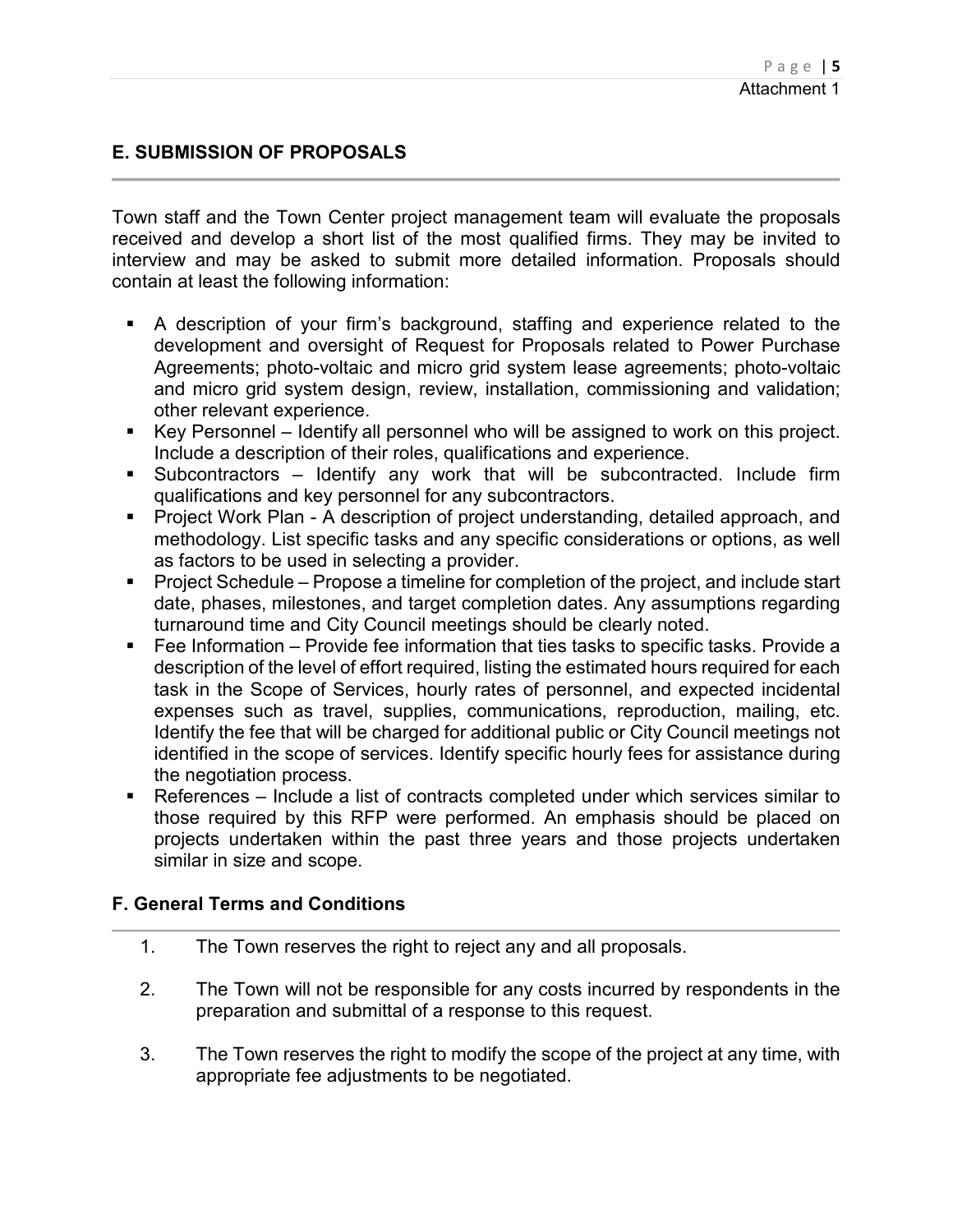## E. SUBMISSION OF PROPOSALS

Town staff and the Town Center project management team will evaluate the proposals received and develop a short list of the most qualified firms. They may be invited to interview and may be asked to submit more detailed information. Proposals should contain at least the following information:

- A description of your firm's background, staffing and experience related to the development and oversight of Request for Proposals related to Power Purchase Agreements; photo-voltaic and micro grid system lease agreements; photo-voltaic and micro grid system design, review, installation, commissioning and validation; other relevant experience.
- Key Personnel – Identify all personnel who will be assigned to work on this project. Include a description of their roles, qualifications and experience.
- Subcontractors – Identify any work that will be subcontracted. Include firm qualifications and key personnel for any subcontractors.
- Project Work Plan - A description of project understanding, detailed approach, and methodology. List specific tasks and any specific considerations or options, as well as factors to be used in selecting a provider.
- Project Schedule – Propose a timeline for completion of the project, and include start date, phases, milestones, and target completion dates. Any assumptions regarding turnaround time and City Council meetings should be clearly noted.
- Fee Information – Provide fee information that ties tasks to specific tasks. Provide a description of the level of effort required, listing the estimated hours required for each task in the Scope of Services, hourly rates of personnel, and expected incidental expenses such as travel, supplies, communications, reproduction, mailing, etc. Identify the fee that will be charged for additional public or City Council meetings not identified in the scope of services. Identify specific hourly fees for assistance during the negotiation process.
- References – Include a list of contracts completed under which services similar to those required by this RFP were performed. An emphasis should be placed on projects undertaken within the past three years and those projects undertaken similar in size and scope.

## F. General Terms and Conditions

1. The Town reserves the right to reject any and all proposals.
2. The Town will not be responsible for any costs incurred by respondents in the preparation and submittal of a response to this request.
3. The Town reserves the right to modify the scope of the project at any time, with appropriate fee adjustments to be negotiated.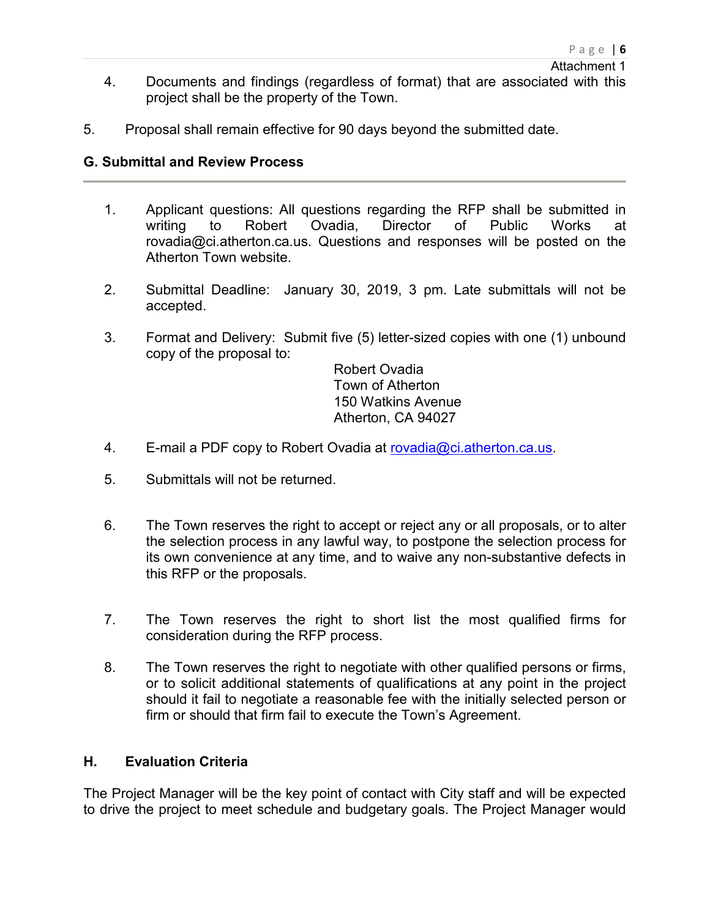Attachment 1

4. Documents and findings (regardless of format) that are associated with this project shall be the property of the Town.

5. Proposal shall remain effective for 90 days beyond the submitted date.

## G. Submittal and Review Process

1. Applicant questions: All questions regarding the RFP shall be submitted in writing to Robert Ovadia, Director of Public Works at rovadia@ci.atherton.ca.us. Questions and responses will be posted on the Atherton Town website.

2. Submittal Deadline: January 30, 2019, 3 pm. Late submittals will not be accepted.

3. Format and Delivery: Submit five (5) letter-sized copies with one (1) unbound copy of the proposal to:

   Robert Ovadia
   Town of Atherton
   150 Watkins Avenue
   Atherton, CA 94027

4. E-mail a PDF copy to Robert Ovadia at rovadia@ci.atherton.ca.us.

5. Submittals will not be returned.

6. The Town reserves the right to accept or reject any or all proposals, or to alter the selection process in any lawful way, to postpone the selection process for its own convenience at any time, and to waive any non-substantive defects in this RFP or the proposals.

7. The Town reserves the right to short list the most qualified firms for consideration during the RFP process.

8. The Town reserves the right to negotiate with other qualified persons or firms, or to solicit additional statements of qualifications at any point in the project should it fail to negotiate a reasonable fee with the initially selected person or firm or should that firm fail to execute the Town's Agreement.

## H. Evaluation Criteria

The Project Manager will be the key point of contact with City staff and will be expected to drive the project to meet schedule and budgetary goals. The Project Manager would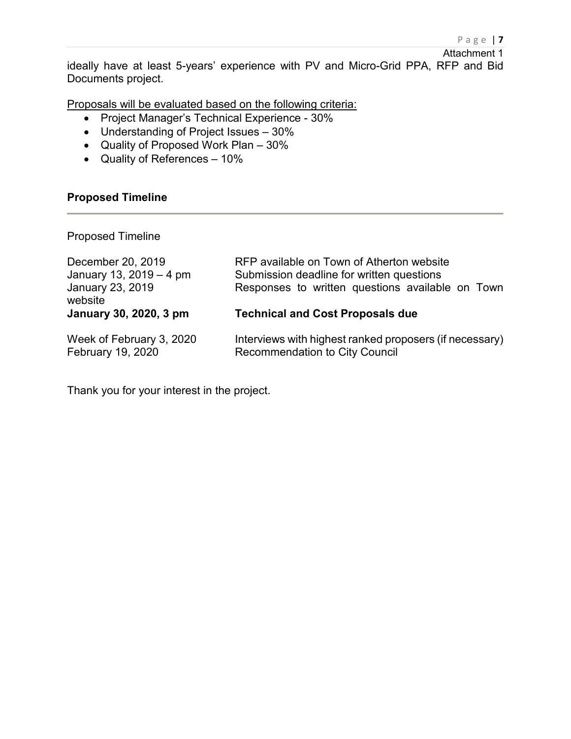ideally have at least 5-years' experience with PV and Micro-Grid PPA, RFP and Bid Documents project.

Proposals will be evaluated based on the following criteria:

- Project Manager's Technical Experience - 30%
- Understanding of Project Issues – 30%
- Quality of Proposed Work Plan – 30%
- Quality of References – 10%

**Proposed Timeline**

Proposed Timeline

| | |
|---|---|
| December 20, 2019 | RFP available on Town of Atherton website |
| January 13, 2019 – 4 pm | Submission deadline for written questions |
| January 23, 2019 | Responses to written questions available on Town website |
| **January 30, 2020, 3 pm** | **Technical and Cost Proposals due** |
| Week of February 3, 2020 | Interviews with highest ranked proposers (if necessary) |
| February 19, 2020 | Recommendation to City Council |

Thank you for your interest in the project.